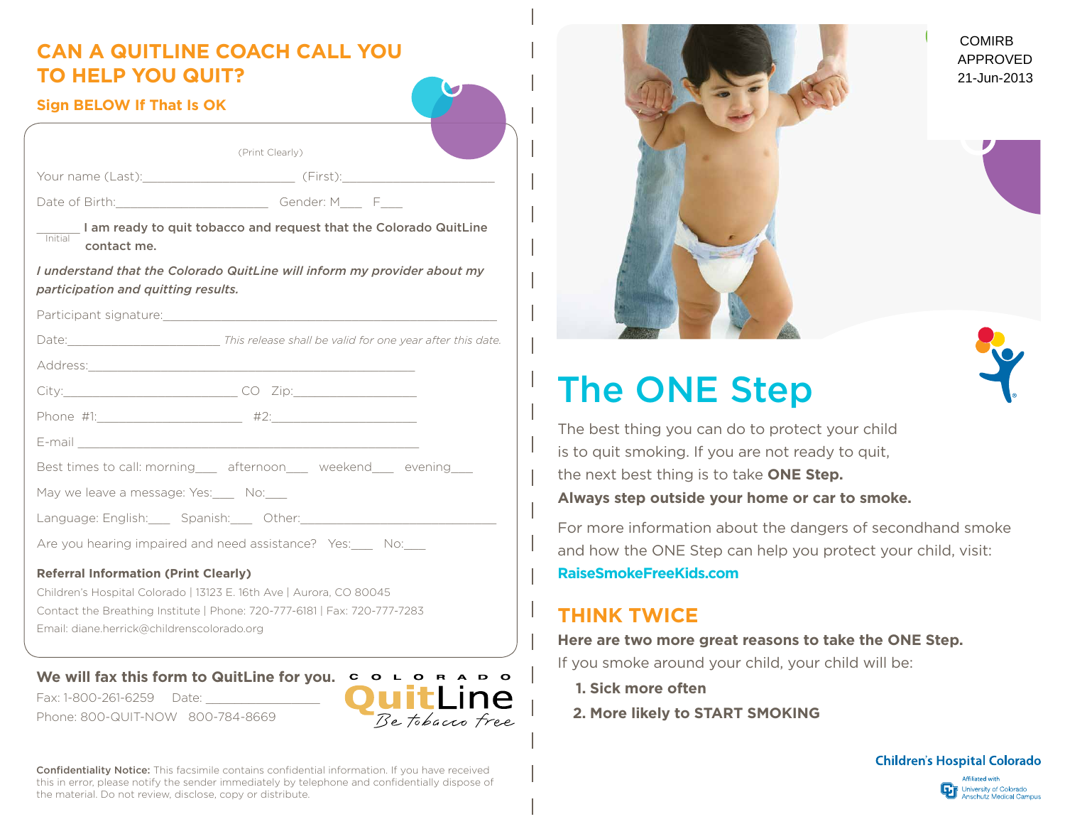## CAN A QUITLINE COACH CALL YOU TO HELP YOU QUIT?

### Sign BELOW If That Is OK

(Print Clearly)

Your name (Last):______________________ (First):______________________

Date of Birth:______________________ Gender: M___ F___

______ **I am ready to quit tobacco and request that the Colorado QuitLine contact me.**
Initial

***I understand that the Colorado QuitLine will inform my provider about my participation and quitting results.***

Participant signature:________________________________________________

Date:______________________ *This release shall be valid for one year after this date.*

Address:________________________________________________

City:________________________ CO Zip:__________________

Phone #1:______________________ #2:______________________

E-mail ________________________________________________

Best times to call: morning___ afternoon___ weekend___ evening___

May we leave a message: Yes:___ No:___

Language: English:___ Spanish:___ Other:________________________

Are you hearing impaired and need assistance? Yes:___ No:___

**Referral Information (Print Clearly)**

Children's Hospital Colorado | 13123 E. 16th Ave | Aurora, CO 80045

Contact the Breathing Institute | Phone: 720-777-6181 | Fax: 720-777-7283

Email: diane.herrick@childrenscolorado.org

**We will fax this form to QuitLine for you.**

Fax: 1-800-261-6259 Date: ______________

Phone: 800-QUIT-NOW 800-784-8669

COLORADO QuitLine *Be tobacco free*

**Confidentiality Notice:** This facsimile contains confidential information. If you have received this in error, please notify the sender immediately by telephone and confidentially dispose of the material. Do not review, disclose, copy or distribute.

COMIRB APPROVED 21-Jun-2013

# The ONE Step

The best thing you can do to protect your child is to quit smoking. If you are not ready to quit, the next best thing is to take **ONE Step.**
**Always step outside your home or car to smoke.**

For more information about the dangers of secondhand smoke and how the ONE Step can help you protect your child, visit:
**RaiseSmokeFreeKids.com**

## THINK TWICE

**Here are two more great reasons to take the ONE Step.**
If you smoke around your child, your child will be:

1. **Sick more often**
2. **More likely to START SMOKING**

Children's Hospital Colorado
Affiliated with University of Colorado Anschutz Medical Campus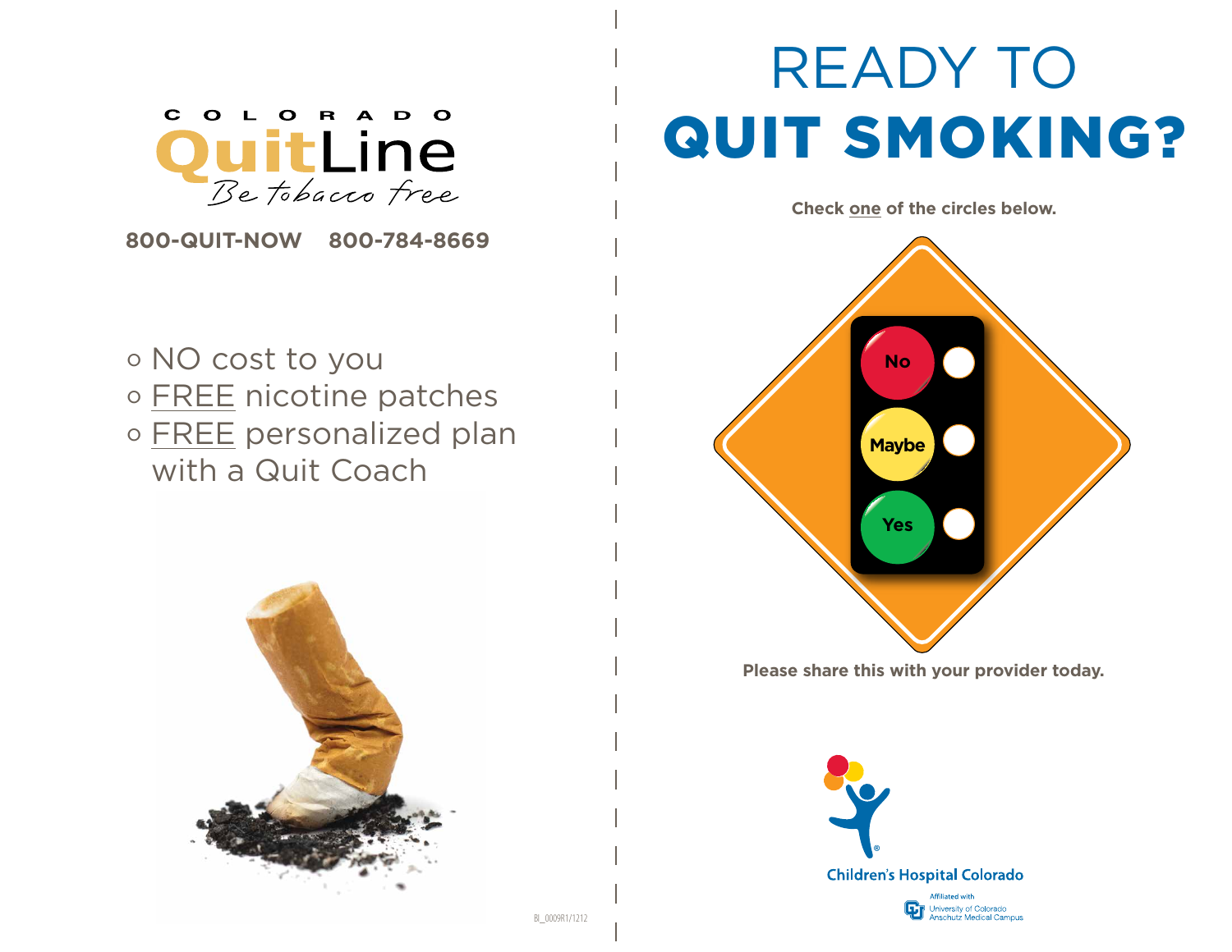COLORADO

QuitLine

Be tobacco free

**800-QUIT-NOW 800-784-8669**

- NO cost to you
- FREE nicotine patches
- FREE personalized plan with a Quit Coach

BI_0009R1/1212

# READY TO QUIT SMOKING?

**Check one of the circles below.**

No ○

Maybe ○

Yes ○

**Please share this with your provider today.**

Children's Hospital Colorado

Affiliated with University of Colorado Anschutz Medical Campus